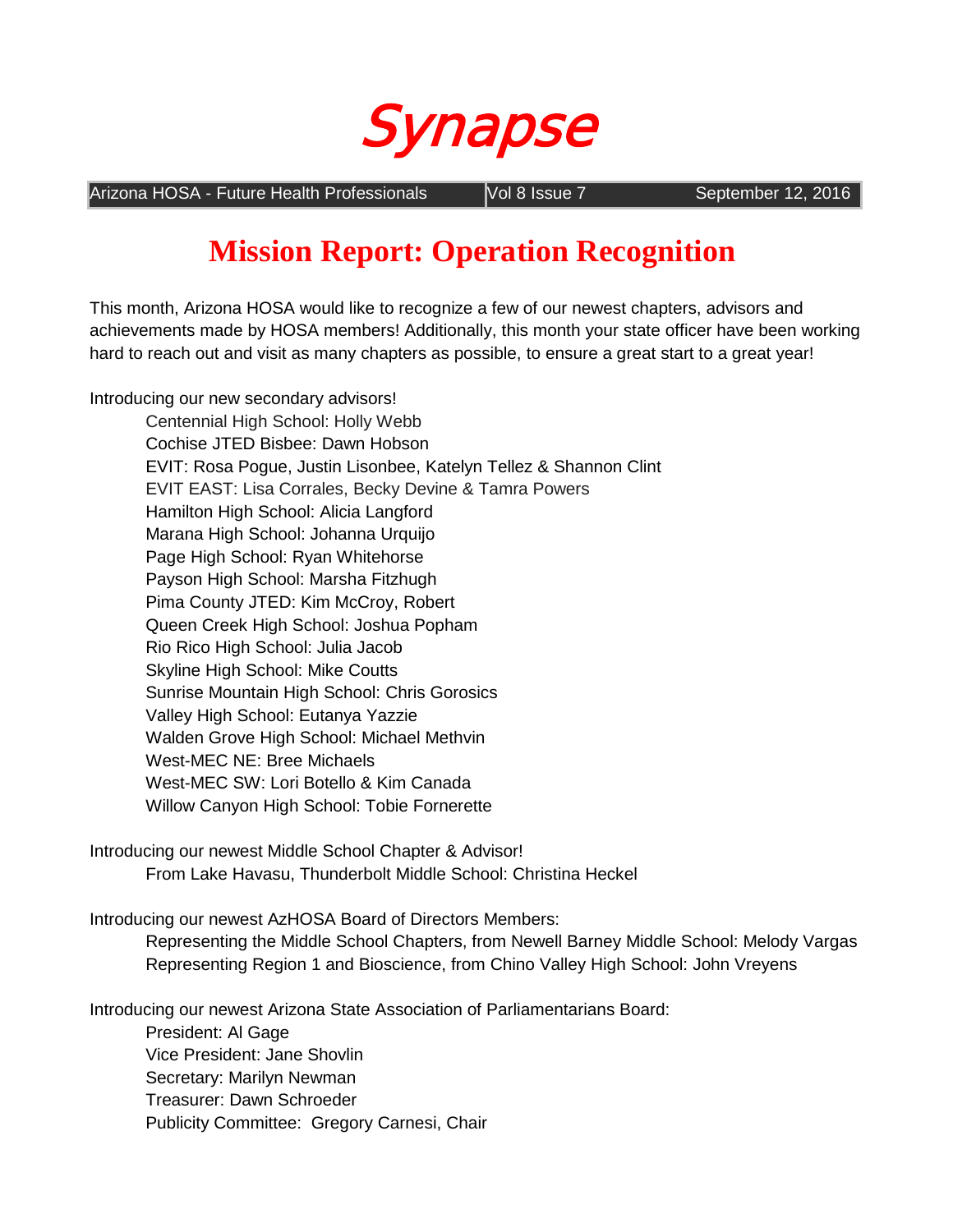# Synapse

Arizona HOSA - Future Health Professionals | Vol 8 Issue 7 | September 12, 2016

## Mission Report: Operation Recognition

This month, Arizona HOSA would like to recognize a few of our newest chapters, advisors and achievements made by HOSA members! Additionally, this month your state officer have been working hard to reach out and visit as many chapters as possible, to ensure a great start to a great year!

Introducing our new secondary advisors!

- Centennial High School: Holly Webb
- Cochise JTED Bisbee: Dawn Hobson
- EVIT: Rosa Pogue, Justin Lisonbee, Katelyn Tellez & Shannon Clint
- EVIT EAST: Lisa Corrales, Becky Devine & Tamra Powers
- Hamilton High School: Alicia Langford
- Marana High School: Johanna Urquijo
- Page High School: Ryan Whitehorse
- Payson High School: Marsha Fitzhugh
- Pima County JTED: Kim McCroy, Robert
- Queen Creek High School: Joshua Popham
- Rio Rico High School: Julia Jacob
- Skyline High School: Mike Coutts
- Sunrise Mountain High School: Chris Gorosics
- Valley High School: Eutanya Yazzie
- Walden Grove High School: Michael Methvin
- West-MEC NE: Bree Michaels
- West-MEC SW: Lori Botello & Kim Canada
- Willow Canyon High School: Tobie Fornerette

Introducing our newest Middle School Chapter & Advisor!

- From Lake Havasu, Thunderbolt Middle School: Christina Heckel

Introducing our newest AzHOSA Board of Directors Members:

- Representing the Middle School Chapters, from Newell Barney Middle School: Melody Vargas
- Representing Region 1 and Bioscience, from Chino Valley High School: John Vreyens

Introducing our newest Arizona State Association of Parliamentarians Board:

- President: Al Gage
- Vice President: Jane Shovlin
- Secretary: Marilyn Newman
- Treasurer: Dawn Schroeder
- Publicity Committee: Gregory Carnesi, Chair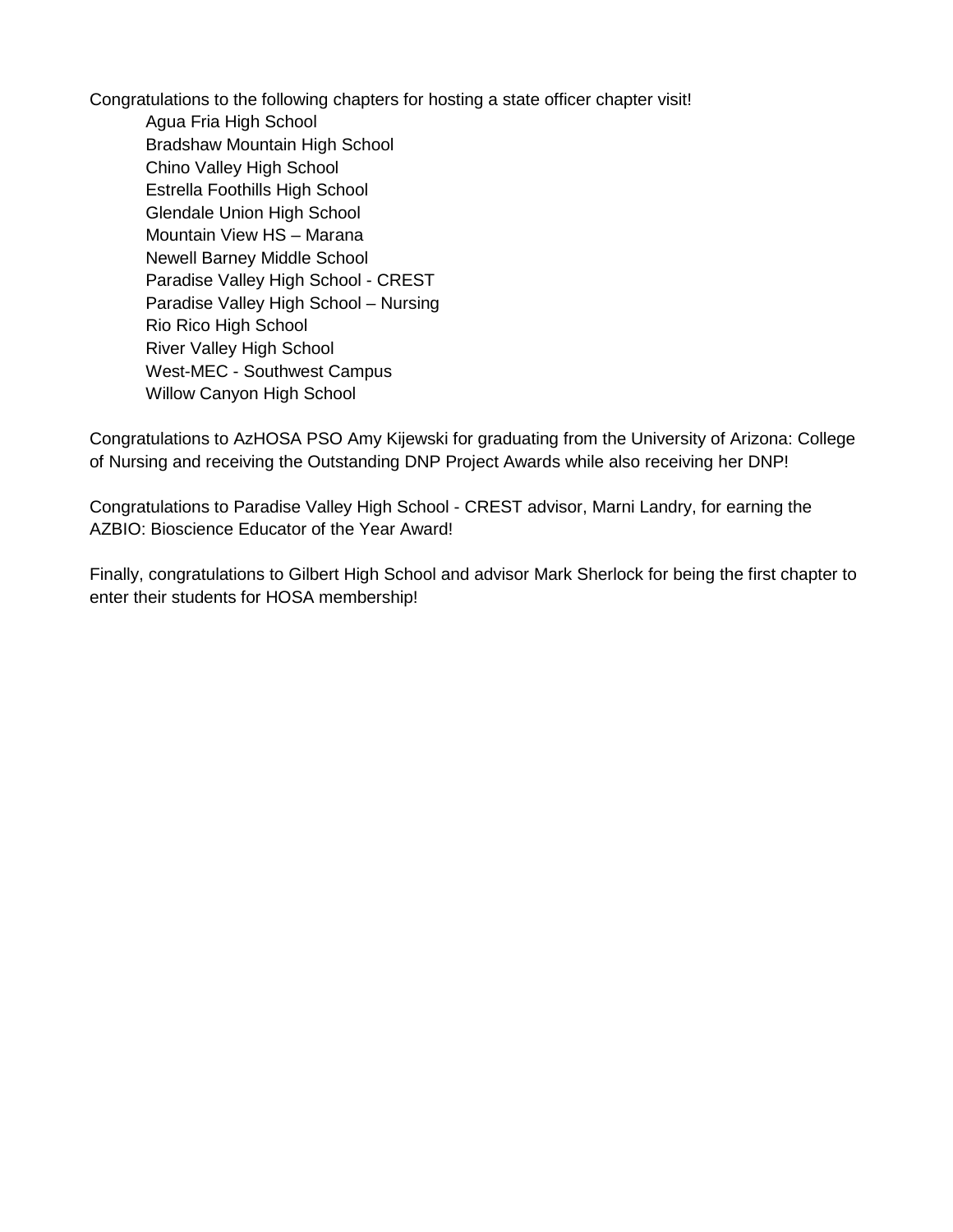Congratulations to the following chapters for hosting a state officer chapter visit!

- Agua Fria High School
- Bradshaw Mountain High School
- Chino Valley High School
- Estrella Foothills High School
- Glendale Union High School
- Mountain View HS – Marana
- Newell Barney Middle School
- Paradise Valley High School - CREST
- Paradise Valley High School – Nursing
- Rio Rico High School
- River Valley High School
- West-MEC - Southwest Campus
- Willow Canyon High School

Congratulations to AzHOSA PSO Amy Kijewski for graduating from the University of Arizona: College of Nursing and receiving the Outstanding DNP Project Awards while also receiving her DNP!

Congratulations to Paradise Valley High School - CREST advisor, Marni Landry, for earning the AZBIO: Bioscience Educator of the Year Award!

Finally, congratulations to Gilbert High School and advisor Mark Sherlock for being the first chapter to enter their students for HOSA membership!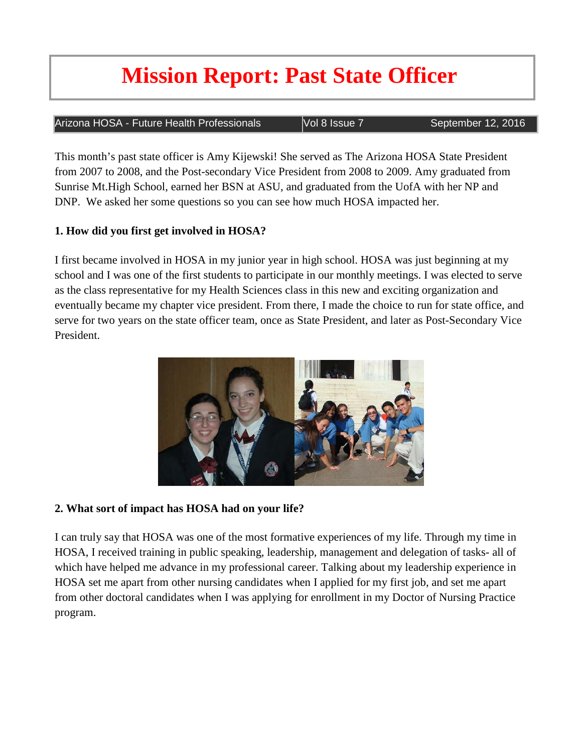# Mission Report: Past State Officer

Arizona HOSA - Future Health Professionals | Vol 8 Issue 7 | September 12, 2016

This month's past state officer is Amy Kijewski! She served as The Arizona HOSA State President from 2007 to 2008, and the Post-secondary Vice President from 2008 to 2009. Amy graduated from Sunrise Mt.High School, earned her BSN at ASU, and graduated from the UofA with her NP and DNP. We asked her some questions so you can see how much HOSA impacted her.

**1. How did you first get involved in HOSA?**

I first became involved in HOSA in my junior year in high school. HOSA was just beginning at my school and I was one of the first students to participate in our monthly meetings. I was elected to serve as the class representative for my Health Sciences class in this new and exciting organization and eventually became my chapter vice president. From there, I made the choice to run for state office, and serve for two years on the state officer team, once as State President, and later as Post-Secondary Vice President.

**2. What sort of impact has HOSA had on your life?**

I can truly say that HOSA was one of the most formative experiences of my life. Through my time in HOSA, I received training in public speaking, leadership, management and delegation of tasks- all of which have helped me advance in my professional career. Talking about my leadership experience in HOSA set me apart from other nursing candidates when I applied for my first job, and set me apart from other doctoral candidates when I was applying for enrollment in my Doctor of Nursing Practice program.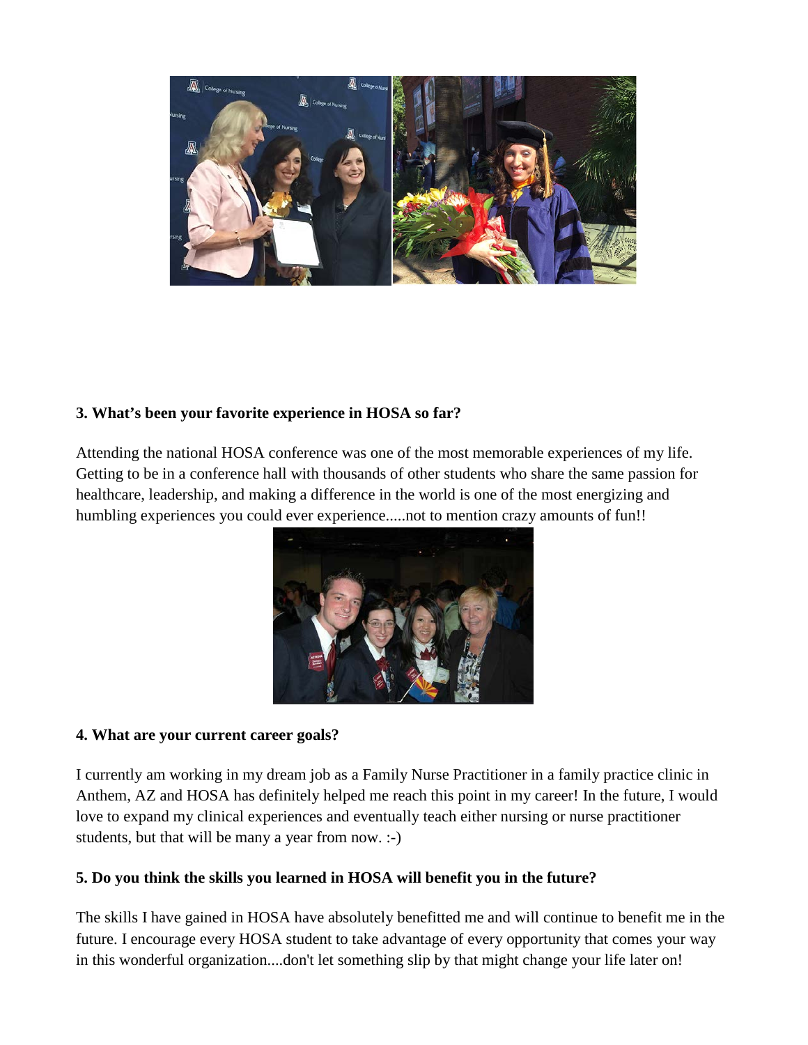**3. What's been your favorite experience in HOSA so far?**

Attending the national HOSA conference was one of the most memorable experiences of my life. Getting to be in a conference hall with thousands of other students who share the same passion for healthcare, leadership, and making a difference in the world is one of the most energizing and humbling experiences you could ever experience.....not to mention crazy amounts of fun!!

**4. What are your current career goals?**

I currently am working in my dream job as a Family Nurse Practitioner in a family practice clinic in Anthem, AZ and HOSA has definitely helped me reach this point in my career! In the future, I would love to expand my clinical experiences and eventually teach either nursing or nurse practitioner students, but that will be many a year from now. :-)

**5. Do you think the skills you learned in HOSA will benefit you in the future?**

The skills I have gained in HOSA have absolutely benefitted me and will continue to benefit me in the future. I encourage every HOSA student to take advantage of every opportunity that comes your way in this wonderful organization....don't let something slip by that might change your life later on!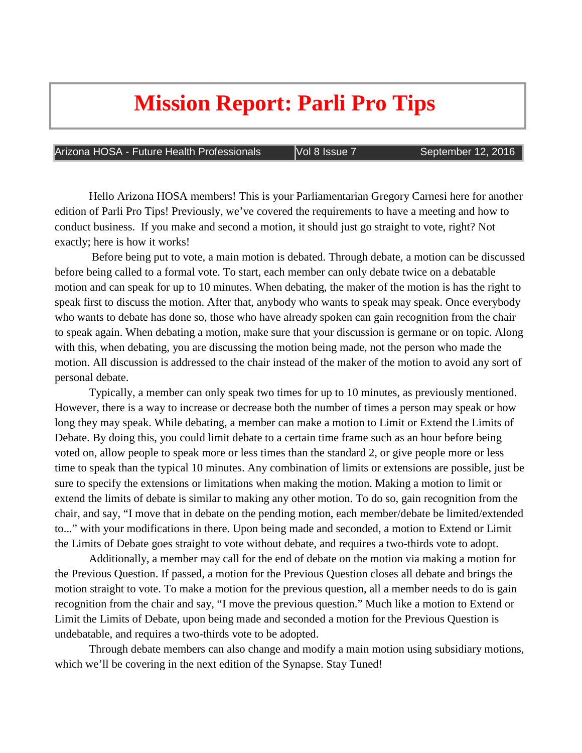# Mission Report: Parli Pro Tips

Arizona HOSA - Future Health Professionals | Vol 8 Issue 7 | September 12, 2016

Hello Arizona HOSA members! This is your Parliamentarian Gregory Carnesi here for another edition of Parli Pro Tips! Previously, we've covered the requirements to have a meeting and how to conduct business. If you make and second a motion, it should just go straight to vote, right? Not exactly; here is how it works!

Before being put to vote, a main motion is debated. Through debate, a motion can be discussed before being called to a formal vote. To start, each member can only debate twice on a debatable motion and can speak for up to 10 minutes. When debating, the maker of the motion is has the right to speak first to discuss the motion. After that, anybody who wants to speak may speak. Once everybody who wants to debate has done so, those who have already spoken can gain recognition from the chair to speak again. When debating a motion, make sure that your discussion is germane or on topic. Along with this, when debating, you are discussing the motion being made, not the person who made the motion. All discussion is addressed to the chair instead of the maker of the motion to avoid any sort of personal debate.

Typically, a member can only speak two times for up to 10 minutes, as previously mentioned. However, there is a way to increase or decrease both the number of times a person may speak or how long they may speak. While debating, a member can make a motion to Limit or Extend the Limits of Debate. By doing this, you could limit debate to a certain time frame such as an hour before being voted on, allow people to speak more or less times than the standard 2, or give people more or less time to speak than the typical 10 minutes. Any combination of limits or extensions are possible, just be sure to specify the extensions or limitations when making the motion. Making a motion to limit or extend the limits of debate is similar to making any other motion. To do so, gain recognition from the chair, and say, "I move that in debate on the pending motion, each member/debate be limited/extended to..." with your modifications in there. Upon being made and seconded, a motion to Extend or Limit the Limits of Debate goes straight to vote without debate, and requires a two-thirds vote to adopt.

Additionally, a member may call for the end of debate on the motion via making a motion for the Previous Question. If passed, a motion for the Previous Question closes all debate and brings the motion straight to vote. To make a motion for the previous question, all a member needs to do is gain recognition from the chair and say, "I move the previous question." Much like a motion to Extend or Limit the Limits of Debate, upon being made and seconded a motion for the Previous Question is undebatable, and requires a two-thirds vote to be adopted.

Through debate members can also change and modify a main motion using subsidiary motions, which we'll be covering in the next edition of the Synapse. Stay Tuned!